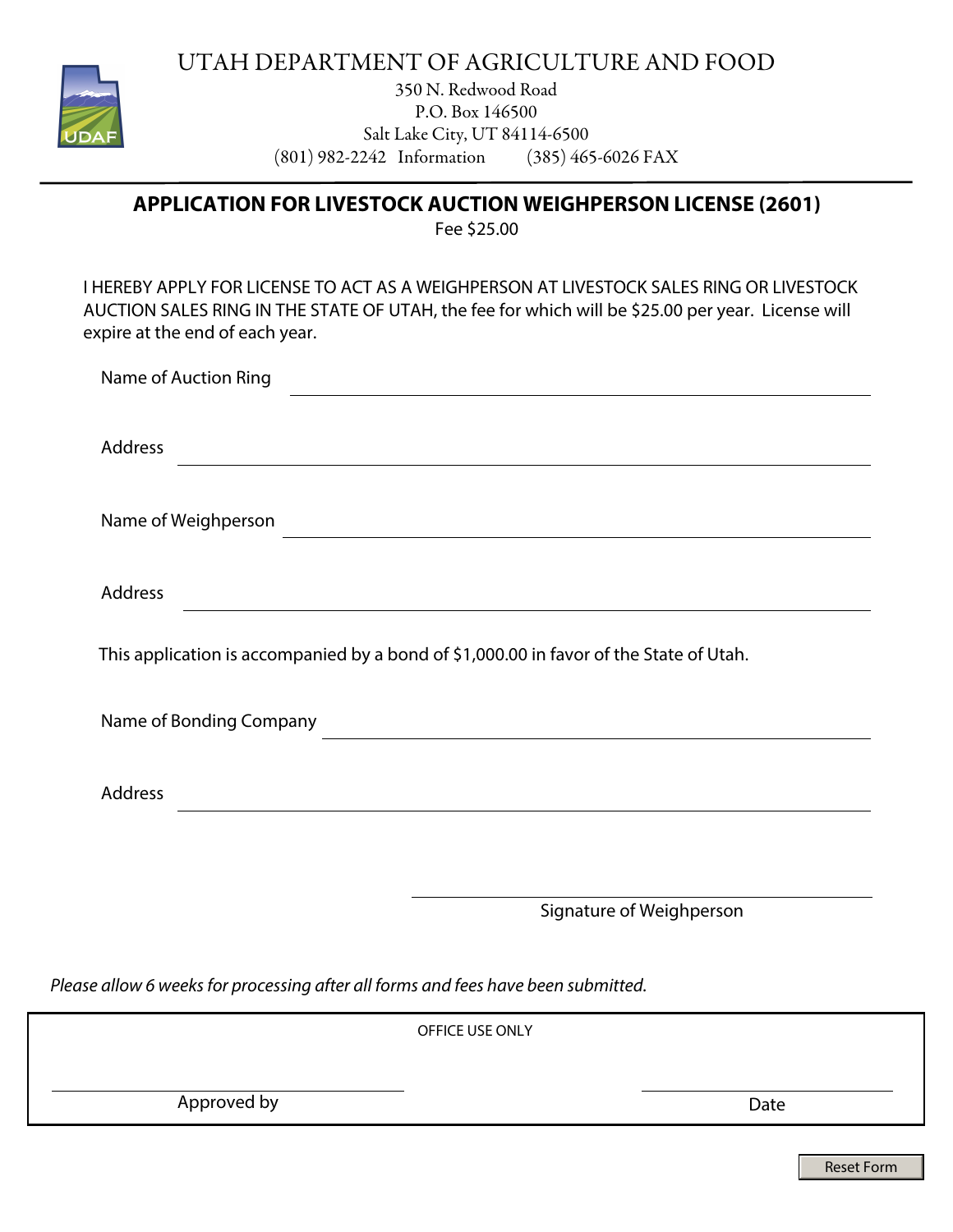# UTAH DEPARTMENT OF AGRICULTURE AND FOOD

350 N. Redwood Road
P.O. Box 146500
Salt Lake City, UT 84114-6500
(801) 982-2242 Information (385) 465-6026 FAX

## APPLICATION FOR LIVESTOCK AUCTION WEIGHPERSON LICENSE (2601)

Fee $25.00

I HEREBY APPLY FOR LICENSE TO ACT AS A WEIGHPERSON AT LIVESTOCK SALES RING OR LIVESTOCK AUCTION SALES RING IN THE STATE OF UTAH, the fee for which will be $25.00 per year. License will expire at the end of each year.

Name of Auction Ring ______________________________

Address ______________________________

Name of Weighperson ______________________________

Address ______________________________

This application is accompanied by a bond of $1,000.00 in favor of the State of Utah.

Name of Bonding Company ______________________________

Address ______________________________

______________________________
Signature of Weighperson

*Please allow 6 weeks for processing after all forms and fees have been submitted.*

OFFICE USE ONLY

______________________________ Approved by

______________________________ Date

Reset Form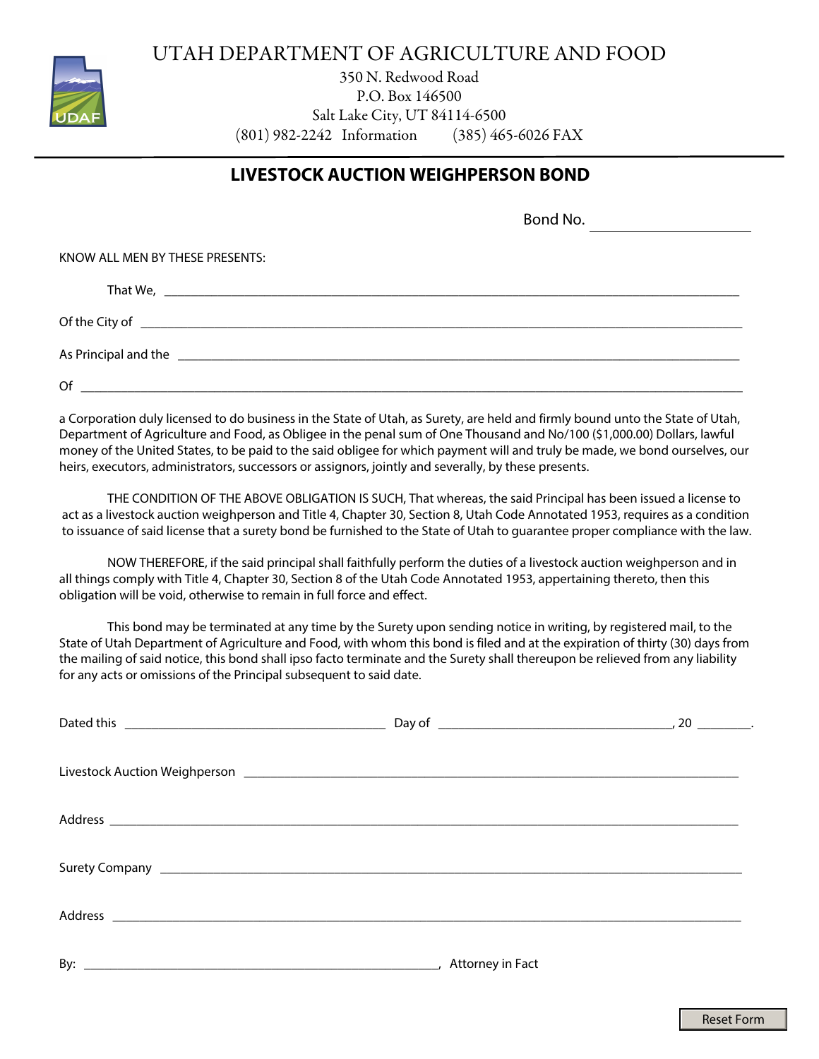# UTAH DEPARTMENT OF AGRICULTURE AND FOOD

350 N. Redwood Road
P.O. Box 146500
Salt Lake City, UT 84114-6500
(801) 982-2242 Information (385) 465-6026 FAX

## LIVESTOCK AUCTION WEIGHPERSON BOND

Bond No. ____________________

KNOW ALL MEN BY THESE PRESENTS:

That We, ________________________________________________

Of the City of ________________________________________________

As Principal and the ________________________________________________

Of ________________________________________________

a Corporation duly licensed to do business in the State of Utah, as Surety, are held and firmly bound unto the State of Utah, Department of Agriculture and Food, as Obligee in the penal sum of One Thousand and No/100 ($1,000.00) Dollars, lawful money of the United States, to be paid to the said obligee for which payment will and truly be made, we bond ourselves, our heirs, executors, administrators, successors or assignors, jointly and severally, by these presents.

THE CONDITION OF THE ABOVE OBLIGATION IS SUCH, That whereas, the said Principal has been issued a license to act as a livestock auction weighperson and Title 4, Chapter 30, Section 8, Utah Code Annotated 1953, requires as a condition to issuance of said license that a surety bond be furnished to the State of Utah to guarantee proper compliance with the law.

NOW THEREFORE, if the said principal shall faithfully perform the duties of a livestock auction weighperson and in all things comply with Title 4, Chapter 30, Section 8 of the Utah Code Annotated 1953, appertaining thereto, then this obligation will be void, otherwise to remain in full force and effect.

This bond may be terminated at any time by the Surety upon sending notice in writing, by registered mail, to the State of Utah Department of Agriculture and Food, with whom this bond is filed and at the expiration of thirty (30) days from the mailing of said notice, this bond shall ipso facto terminate and the Surety shall thereupon be relieved from any liability for any acts or omissions of the Principal subsequent to said date.

Dated this ____________________ Day of ____________________, 20 ________.

Livestock Auction Weighperson ________________________________________________

Address ________________________________________________

Surety Company ________________________________________________

Address ________________________________________________

By: ________________________________________________, Attorney in Fact

Reset Form